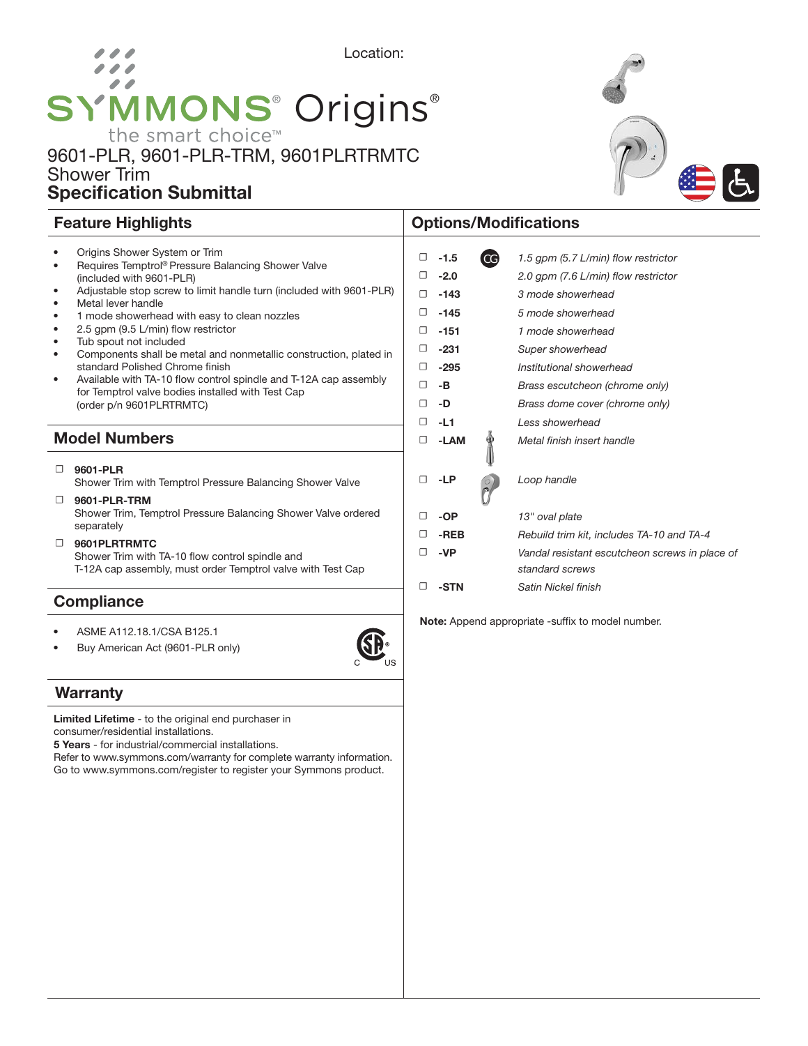Location:

SYMMONS® Origins®

the smart choice™

# 9601-PLR, 9601-PLR-TRM, 9601PLRTRMTC
Shower Trim
**Specification Submittal**

## Feature Highlights

- Origins Shower System or Trim
- Requires Temptrol® Pressure Balancing Shower Valve (included with 9601-PLR)
- Adjustable stop screw to limit handle turn (included with 9601-PLR)
- Metal lever handle
- 1 mode showerhead with easy to clean nozzles
- 2.5 gpm (9.5 L/min) flow restrictor
- Tub spout not included
- Components shall be metal and nonmetallic construction, plated in standard Polished Chrome finish
- Available with TA-10 flow control spindle and T-12A cap assembly for Temptrol valve bodies installed with Test Cap (order p/n 9601PLRTRMTC)

## Model Numbers

- ☐ **9601-PLR**
  Shower Trim with Temptrol Pressure Balancing Shower Valve
- ☐ **9601-PLR-TRM**
  Shower Trim, Temptrol Pressure Balancing Shower Valve ordered separately
- ☐ **9601PLRTRMTC**
  Shower Trim with TA-10 flow control spindle and T-12A cap assembly, must order Temptrol valve with Test Cap

## Compliance

- ASME A112.18.1/CSA B125.1
- Buy American Act (9601-PLR only)

## Warranty

**Limited Lifetime** - to the original end purchaser in consumer/residential installations.
**5 Years** - for industrial/commercial installations.
Refer to www.symmons.com/warranty for complete warranty information.
Go to www.symmons.com/register to register your Symmons product.

## Options/Modifications

| | Suffix | Description |
|---|---|---|
| ☐ | **-1.5** (CG) | *1.5 gpm (5.7 L/min) flow restrictor* |
| ☐ | **-2.0** | *2.0 gpm (7.6 L/min) flow restrictor* |
| ☐ | **-143** | *3 mode showerhead* |
| ☐ | **-145** | *5 mode showerhead* |
| ☐ | **-151** | *1 mode showerhead* |
| ☐ | **-231** | *Super showerhead* |
| ☐ | **-295** | *Institutional showerhead* |
| ☐ | **-B** | *Brass escutcheon (chrome only)* |
| ☐ | **-D** | *Brass dome cover (chrome only)* |
| ☐ | **-L1** | *Less showerhead* |
| ☐ | **-LAM** | *Metal finish insert handle* |
| ☐ | **-LP** | *Loop handle* |
| ☐ | **-OP** | *13" oval plate* |
| ☐ | **-REB** | *Rebuild trim kit, includes TA-10 and TA-4* |
| ☐ | **-VP** | *Vandal resistant escutcheon screws in place of standard screws* |
| ☐ | **-STN** | *Satin Nickel finish* |

**Note:** Append appropriate -suffix to model number.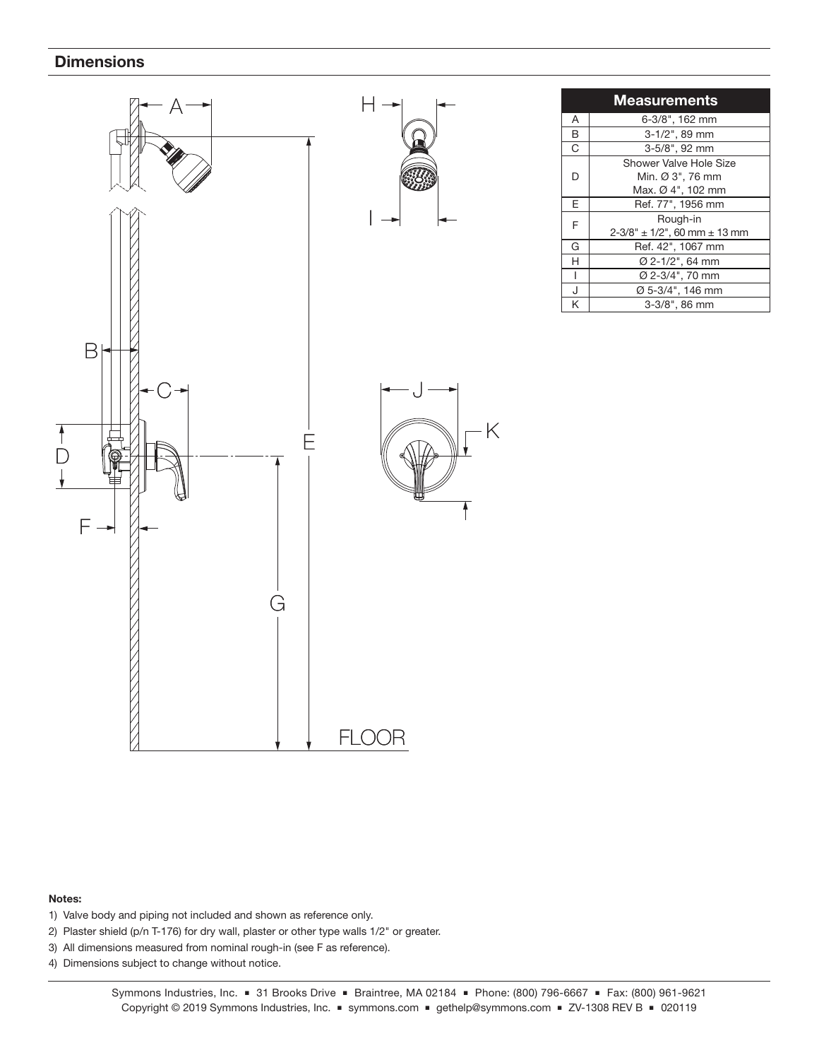## Dimensions

A

H

I

B

C

D

E

F

G

J

K

FLOOR

| Measurements | |
|---|---|
| A | 6-3/8", 162 mm |
| B | 3-1/2", 89 mm |
| C | 3-5/8", 92 mm |
| D | Shower Valve Hole Size<br>Min. Ø 3", 76 mm<br>Max. Ø 4", 102 mm |
| E | Ref. 77", 1956 mm |
| F | Rough-in<br>2-3/8" ± 1/2", 60 mm ± 13 mm |
| G | Ref. 42", 1067 mm |
| H | Ø 2-1/2", 64 mm |
| I | Ø 2-3/4", 70 mm |
| J | Ø 5-3/4", 146 mm |
| K | 3-3/8", 86 mm |

**Notes:**

1) Valve body and piping not included and shown as reference only.
2) Plaster shield (p/n T-176) for dry wall, plaster or other type walls 1/2" or greater.
3) All dimensions measured from nominal rough-in (see F as reference).
4) Dimensions subject to change without notice.

Symmons Industries, Inc. ▪ 31 Brooks Drive ▪ Braintree, MA 02184 ▪ Phone: (800) 796-6667 ▪ Fax: (800) 961-9621
Copyright © 2019 Symmons Industries, Inc. ▪ symmons.com ▪ gethelp@symmons.com ▪ ZV-1308 REV B ▪ 020119